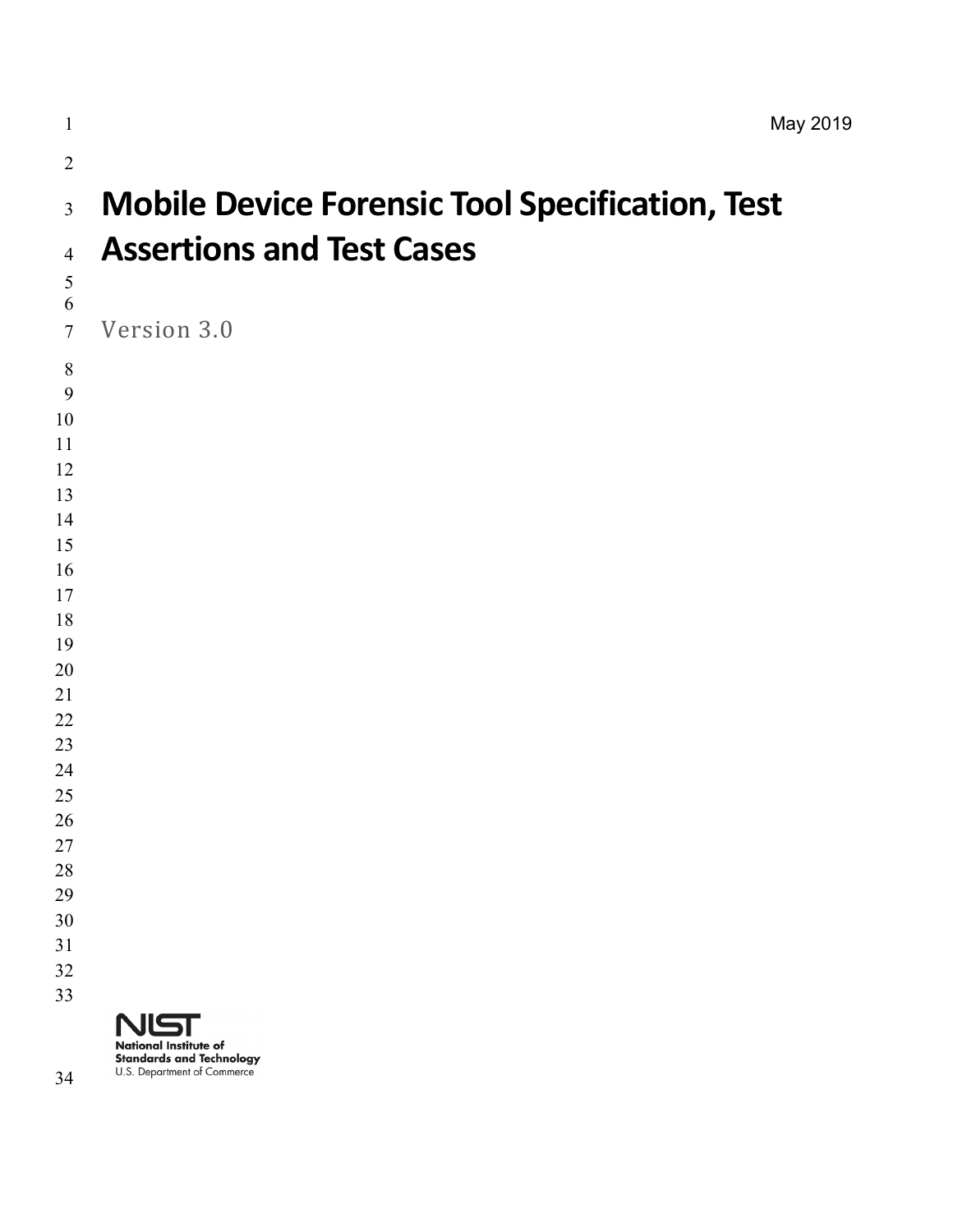May 2019

# Mobile Device Forensic Tool Specification, Test Assertions and Test Cases

Version 3.0

National Institute of Standards and Technology
U.S. Department of Commerce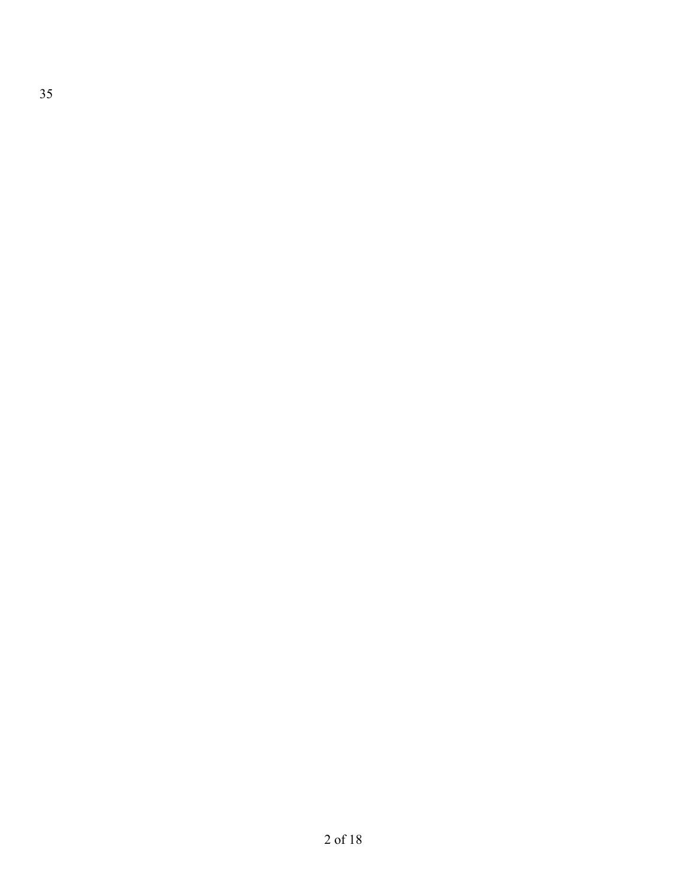35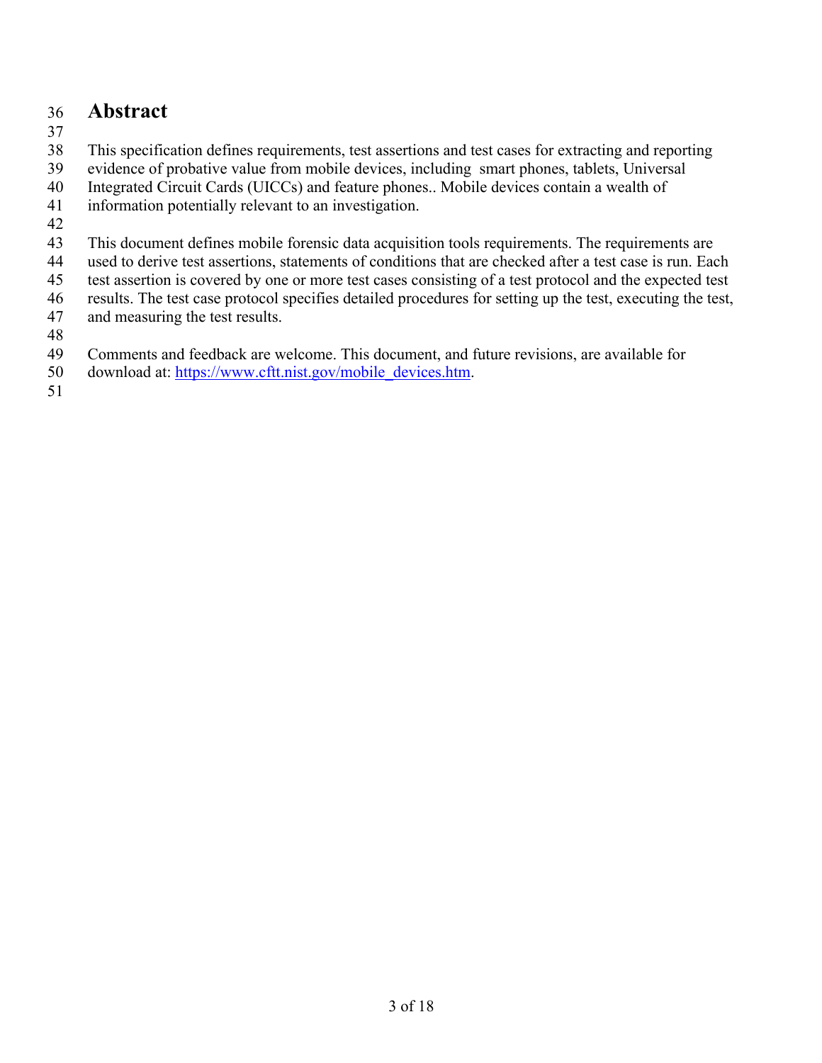# Abstract

This specification defines requirements, test assertions and test cases for extracting and reporting evidence of probative value from mobile devices, including  smart phones, tablets, Universal Integrated Circuit Cards (UICCs) and feature phones.. Mobile devices contain a wealth of information potentially relevant to an investigation.

This document defines mobile forensic data acquisition tools requirements. The requirements are used to derive test assertions, statements of conditions that are checked after a test case is run. Each test assertion is covered by one or more test cases consisting of a test protocol and the expected test results. The test case protocol specifies detailed procedures for setting up the test, executing the test, and measuring the test results.

Comments and feedback are welcome. This document, and future revisions, are available for download at: [https://www.cftt.nist.gov/mobile_devices.htm](https://www.cftt.nist.gov/mobile_devices.htm).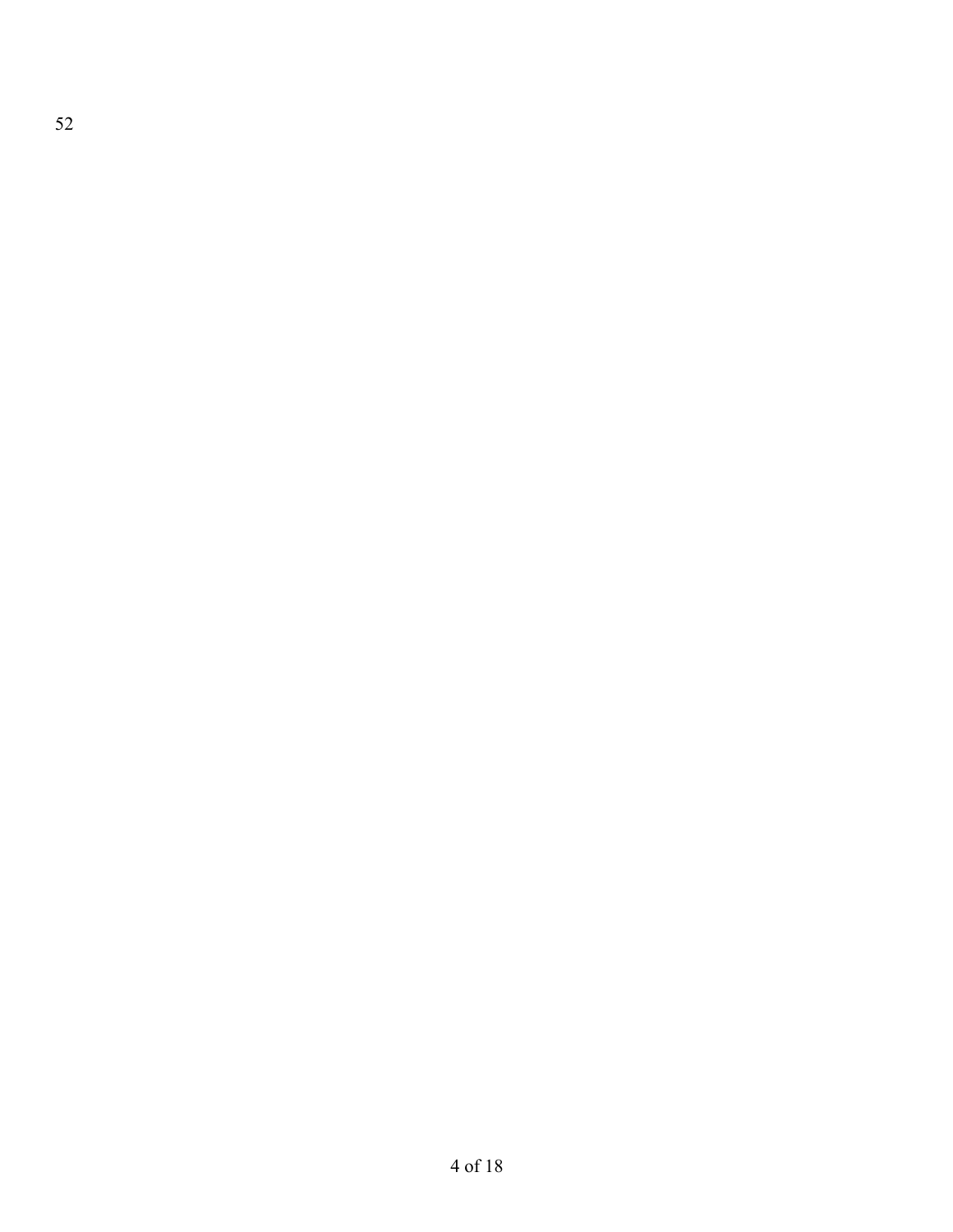52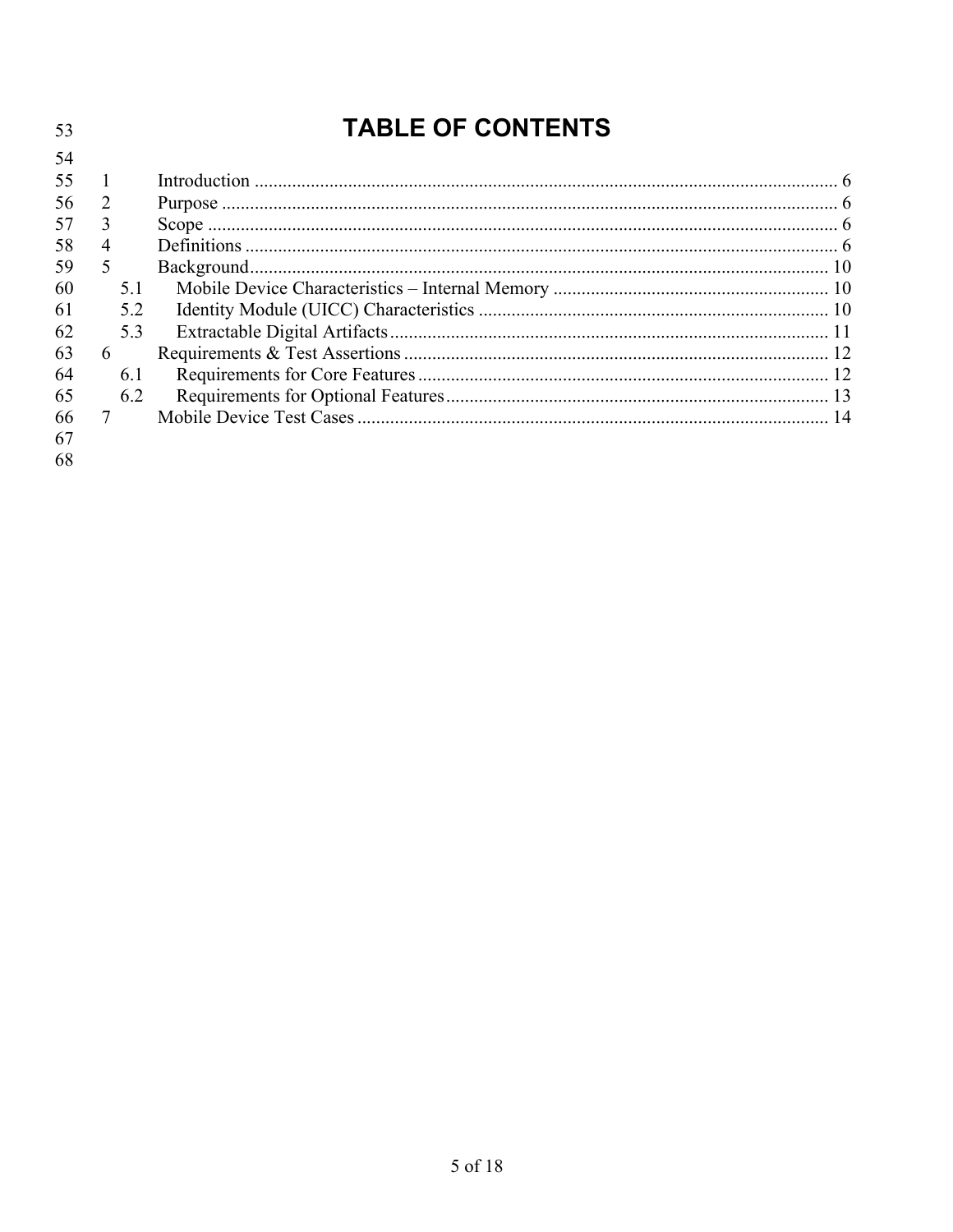# TABLE OF CONTENTS

1 Introduction ..... 6
2 Purpose ..... 6
3 Scope ..... 6
4 Definitions ..... 6
5 Background ..... 10
  5.1 Mobile Device Characteristics – Internal Memory ..... 10
  5.2 Identity Module (UICC) Characteristics ..... 10
  5.3 Extractable Digital Artifacts ..... 11
6 Requirements & Test Assertions ..... 12
  6.1 Requirements for Core Features ..... 12
  6.2 Requirements for Optional Features ..... 13
7 Mobile Device Test Cases ..... 14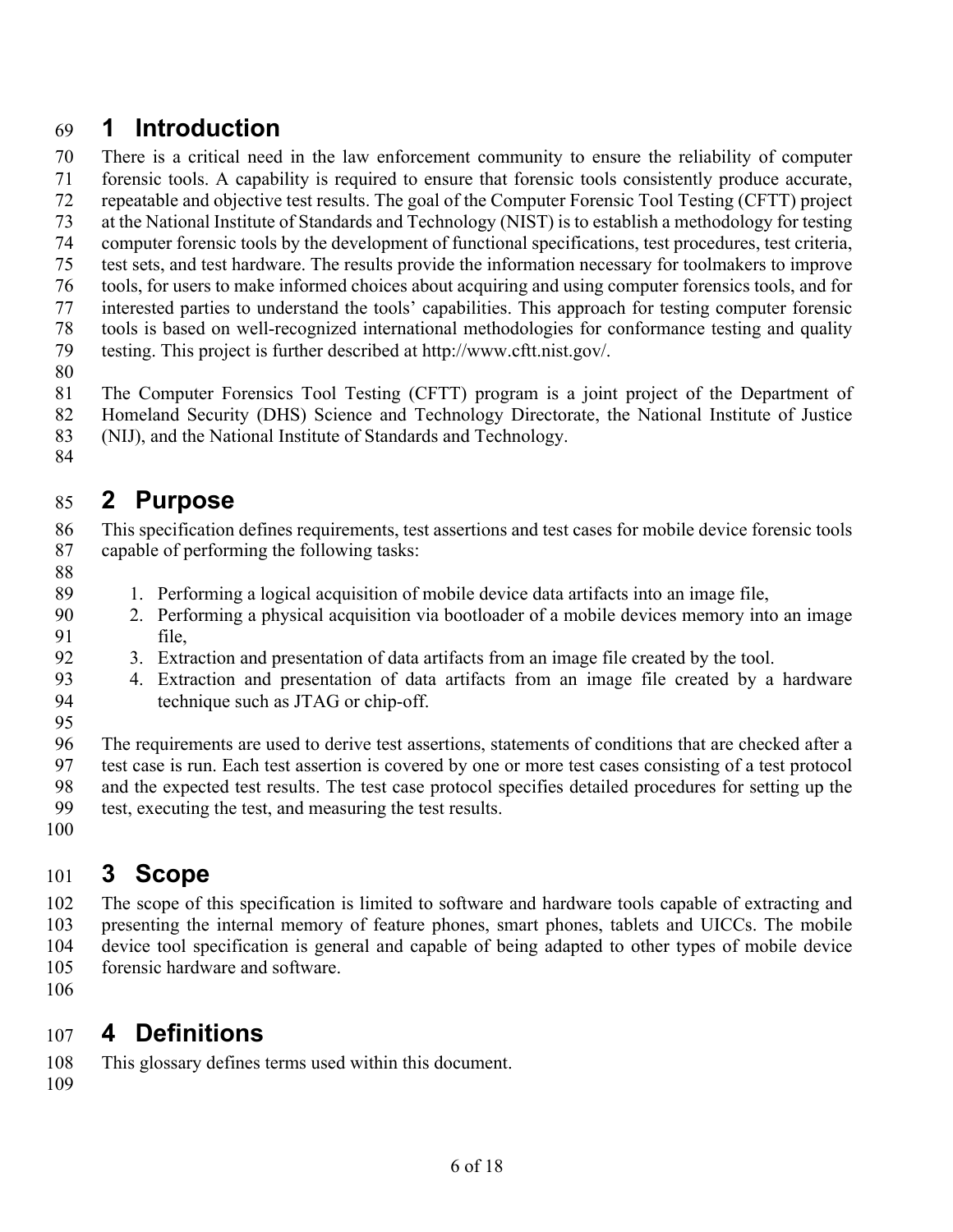# 1 Introduction

There is a critical need in the law enforcement community to ensure the reliability of computer forensic tools. A capability is required to ensure that forensic tools consistently produce accurate, repeatable and objective test results. The goal of the Computer Forensic Tool Testing (CFTT) project at the National Institute of Standards and Technology (NIST) is to establish a methodology for testing computer forensic tools by the development of functional specifications, test procedures, test criteria, test sets, and test hardware. The results provide the information necessary for toolmakers to improve tools, for users to make informed choices about acquiring and using computer forensics tools, and for interested parties to understand the tools' capabilities. This approach for testing computer forensic tools is based on well-recognized international methodologies for conformance testing and quality testing. This project is further described at http://www.cftt.nist.gov/.

The Computer Forensics Tool Testing (CFTT) program is a joint project of the Department of Homeland Security (DHS) Science and Technology Directorate, the National Institute of Justice (NIJ), and the National Institute of Standards and Technology.

# 2 Purpose

This specification defines requirements, test assertions and test cases for mobile device forensic tools capable of performing the following tasks:

1. Performing a logical acquisition of mobile device data artifacts into an image file,
2. Performing a physical acquisition via bootloader of a mobile devices memory into an image file,
3. Extraction and presentation of data artifacts from an image file created by the tool.
4. Extraction and presentation of data artifacts from an image file created by a hardware technique such as JTAG or chip-off.

The requirements are used to derive test assertions, statements of conditions that are checked after a test case is run. Each test assertion is covered by one or more test cases consisting of a test protocol and the expected test results. The test case protocol specifies detailed procedures for setting up the test, executing the test, and measuring the test results.

# 3 Scope

The scope of this specification is limited to software and hardware tools capable of extracting and presenting the internal memory of feature phones, smart phones, tablets and UICCs. The mobile device tool specification is general and capable of being adapted to other types of mobile device forensic hardware and software.

# 4 Definitions

This glossary defines terms used within this document.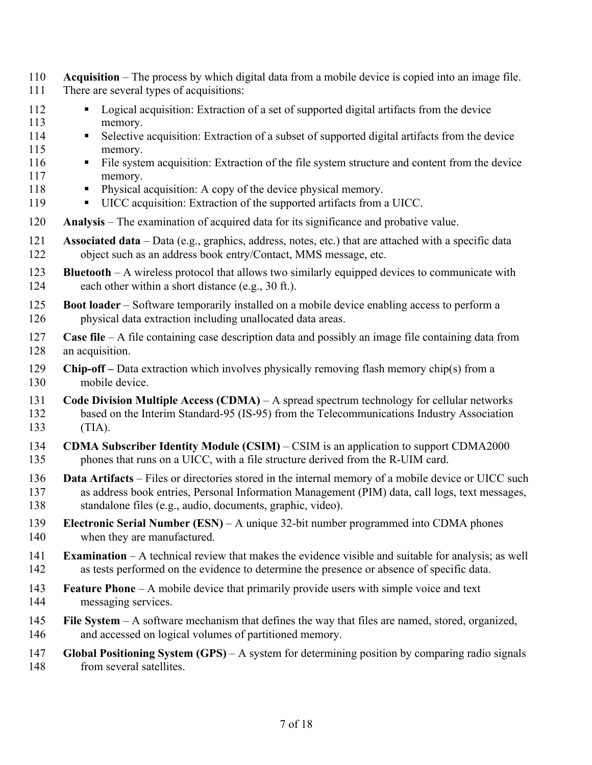**Acquisition** – The process by which digital data from a mobile device is copied into an image file. There are several types of acquisitions:

- Logical acquisition: Extraction of a set of supported digital artifacts from the device memory.
- Selective acquisition: Extraction of a subset of supported digital artifacts from the device memory.
- File system acquisition: Extraction of the file system structure and content from the device memory.
- Physical acquisition: A copy of the device physical memory.
- UICC acquisition: Extraction of the supported artifacts from a UICC.

**Analysis** – The examination of acquired data for its significance and probative value.

**Associated data** – Data (e.g., graphics, address, notes, etc.) that are attached with a specific data object such as an address book entry/Contact, MMS message, etc.

**Bluetooth** – A wireless protocol that allows two similarly equipped devices to communicate with each other within a short distance (e.g., 30 ft.).

**Boot loader** – Software temporarily installed on a mobile device enabling access to perform a physical data extraction including unallocated data areas.

**Case file** – A file containing case description data and possibly an image file containing data from an acquisition.

**Chip-off –** Data extraction which involves physically removing flash memory chip(s) from a mobile device.

**Code Division Multiple Access (CDMA)** – A spread spectrum technology for cellular networks based on the Interim Standard-95 (IS-95) from the Telecommunications Industry Association (TIA).

**CDMA Subscriber Identity Module (CSIM)** – CSIM is an application to support CDMA2000 phones that runs on a UICC, with a file structure derived from the R-UIM card.

**Data Artifacts** – Files or directories stored in the internal memory of a mobile device or UICC such as address book entries, Personal Information Management (PIM) data, call logs, text messages, standalone files (e.g., audio, documents, graphic, video).

**Electronic Serial Number (ESN)** – A unique 32-bit number programmed into CDMA phones when they are manufactured.

**Examination** – A technical review that makes the evidence visible and suitable for analysis; as well as tests performed on the evidence to determine the presence or absence of specific data.

**Feature Phone** – A mobile device that primarily provide users with simple voice and text messaging services.

**File System** – A software mechanism that defines the way that files are named, stored, organized, and accessed on logical volumes of partitioned memory.

**Global Positioning System (GPS)** – A system for determining position by comparing radio signals from several satellites.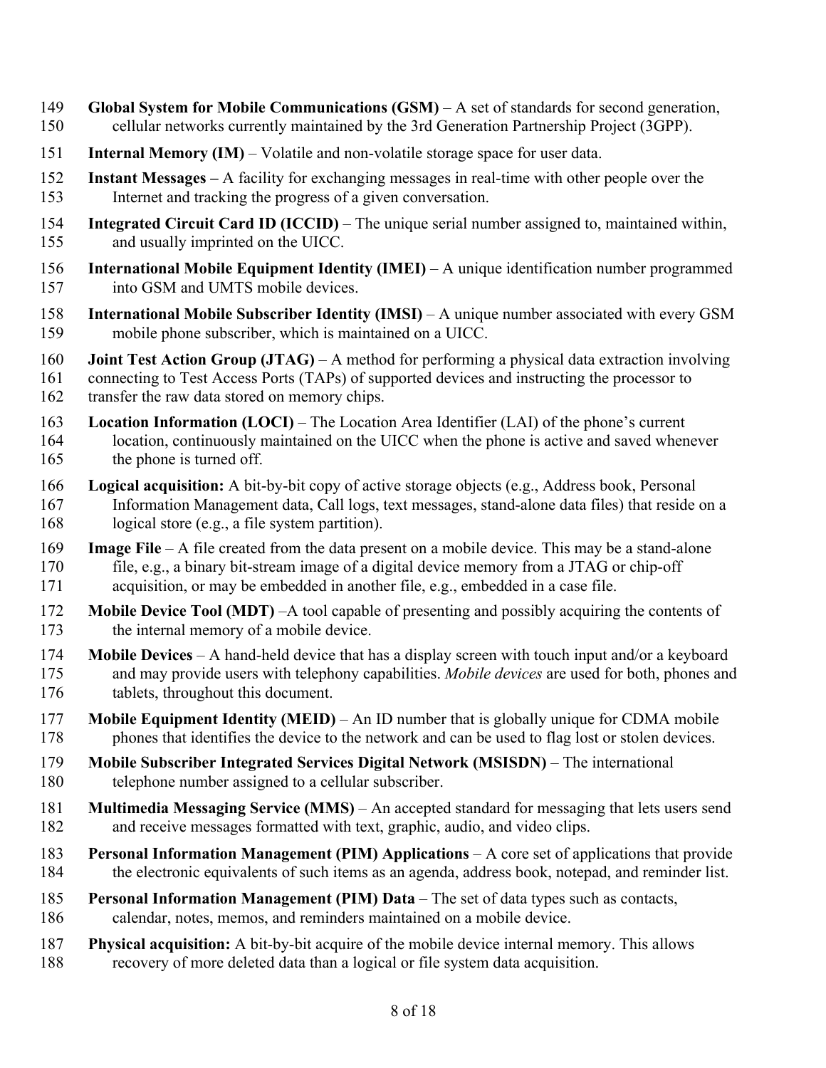**Global System for Mobile Communications (GSM)** – A set of standards for second generation, cellular networks currently maintained by the 3rd Generation Partnership Project (3GPP).

**Internal Memory (IM)** – Volatile and non-volatile storage space for user data.

**Instant Messages –** A facility for exchanging messages in real-time with other people over the Internet and tracking the progress of a given conversation.

**Integrated Circuit Card ID (ICCID)** – The unique serial number assigned to, maintained within, and usually imprinted on the UICC.

**International Mobile Equipment Identity (IMEI)** – A unique identification number programmed into GSM and UMTS mobile devices.

**International Mobile Subscriber Identity (IMSI)** – A unique number associated with every GSM mobile phone subscriber, which is maintained on a UICC.

**Joint Test Action Group (JTAG)** – A method for performing a physical data extraction involving connecting to Test Access Ports (TAPs) of supported devices and instructing the processor to transfer the raw data stored on memory chips.

**Location Information (LOCI)** – The Location Area Identifier (LAI) of the phone's current location, continuously maintained on the UICC when the phone is active and saved whenever the phone is turned off.

**Logical acquisition:** A bit-by-bit copy of active storage objects (e.g., Address book, Personal Information Management data, Call logs, text messages, stand-alone data files) that reside on a logical store (e.g., a file system partition).

**Image File** – A file created from the data present on a mobile device. This may be a stand-alone file, e.g., a binary bit-stream image of a digital device memory from a JTAG or chip-off acquisition, or may be embedded in another file, e.g., embedded in a case file.

**Mobile Device Tool (MDT)** –A tool capable of presenting and possibly acquiring the contents of the internal memory of a mobile device.

**Mobile Devices** – A hand-held device that has a display screen with touch input and/or a keyboard and may provide users with telephony capabilities. *Mobile devices* are used for both, phones and tablets, throughout this document.

**Mobile Equipment Identity (MEID)** – An ID number that is globally unique for CDMA mobile phones that identifies the device to the network and can be used to flag lost or stolen devices.

**Mobile Subscriber Integrated Services Digital Network (MSISDN)** – The international telephone number assigned to a cellular subscriber.

**Multimedia Messaging Service (MMS)** – An accepted standard for messaging that lets users send and receive messages formatted with text, graphic, audio, and video clips.

**Personal Information Management (PIM) Applications** – A core set of applications that provide the electronic equivalents of such items as an agenda, address book, notepad, and reminder list.

**Personal Information Management (PIM) Data** – The set of data types such as contacts, calendar, notes, memos, and reminders maintained on a mobile device.

**Physical acquisition:** A bit-by-bit acquire of the mobile device internal memory. This allows recovery of more deleted data than a logical or file system data acquisition.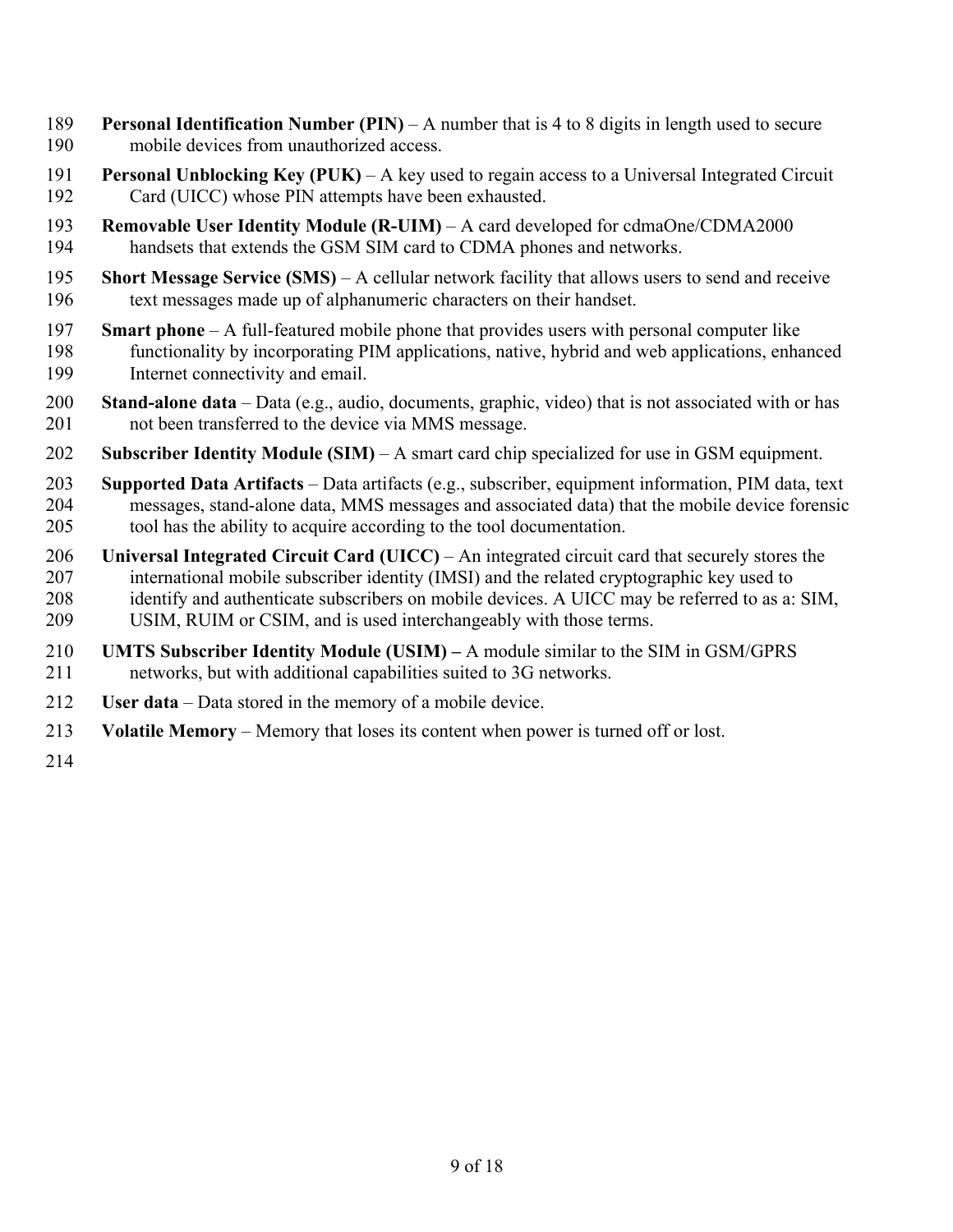**Personal Identification Number (PIN)** – A number that is 4 to 8 digits in length used to secure mobile devices from unauthorized access.

**Personal Unblocking Key (PUK)** – A key used to regain access to a Universal Integrated Circuit Card (UICC) whose PIN attempts have been exhausted.

**Removable User Identity Module (R-UIM)** – A card developed for cdmaOne/CDMA2000 handsets that extends the GSM SIM card to CDMA phones and networks.

**Short Message Service (SMS)** – A cellular network facility that allows users to send and receive text messages made up of alphanumeric characters on their handset.

**Smart phone** – A full-featured mobile phone that provides users with personal computer like functionality by incorporating PIM applications, native, hybrid and web applications, enhanced Internet connectivity and email.

**Stand-alone data** – Data (e.g., audio, documents, graphic, video) that is not associated with or has not been transferred to the device via MMS message.

**Subscriber Identity Module (SIM)** – A smart card chip specialized for use in GSM equipment.

**Supported Data Artifacts** – Data artifacts (e.g., subscriber, equipment information, PIM data, text messages, stand-alone data, MMS messages and associated data) that the mobile device forensic tool has the ability to acquire according to the tool documentation.

**Universal Integrated Circuit Card (UICC)** – An integrated circuit card that securely stores the international mobile subscriber identity (IMSI) and the related cryptographic key used to identify and authenticate subscribers on mobile devices. A UICC may be referred to as a: SIM, USIM, RUIM or CSIM, and is used interchangeably with those terms.

**UMTS Subscriber Identity Module (USIM) –** A module similar to the SIM in GSM/GPRS networks, but with additional capabilities suited to 3G networks.

**User data** – Data stored in the memory of a mobile device.

**Volatile Memory** – Memory that loses its content when power is turned off or lost.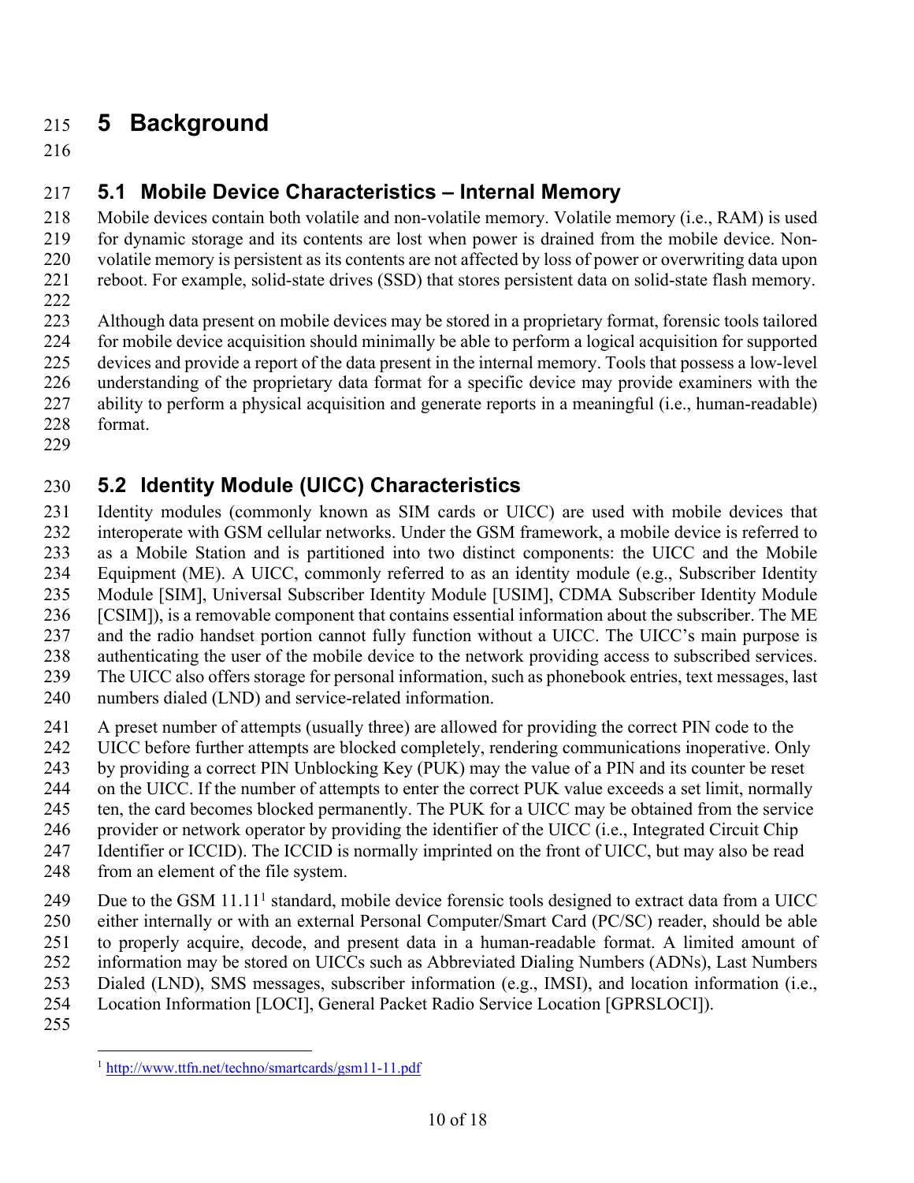# 5 Background

## 5.1 Mobile Device Characteristics – Internal Memory

Mobile devices contain both volatile and non-volatile memory. Volatile memory (i.e., RAM) is used for dynamic storage and its contents are lost when power is drained from the mobile device. Non-volatile memory is persistent as its contents are not affected by loss of power or overwriting data upon reboot. For example, solid-state drives (SSD) that stores persistent data on solid-state flash memory.

Although data present on mobile devices may be stored in a proprietary format, forensic tools tailored for mobile device acquisition should minimally be able to perform a logical acquisition for supported devices and provide a report of the data present in the internal memory. Tools that possess a low-level understanding of the proprietary data format for a specific device may provide examiners with the ability to perform a physical acquisition and generate reports in a meaningful (i.e., human-readable) format.

## 5.2 Identity Module (UICC) Characteristics

Identity modules (commonly known as SIM cards or UICC) are used with mobile devices that interoperate with GSM cellular networks. Under the GSM framework, a mobile device is referred to as a Mobile Station and is partitioned into two distinct components: the UICC and the Mobile Equipment (ME). A UICC, commonly referred to as an identity module (e.g., Subscriber Identity Module [SIM], Universal Subscriber Identity Module [USIM], CDMA Subscriber Identity Module [CSIM]), is a removable component that contains essential information about the subscriber. The ME and the radio handset portion cannot fully function without a UICC. The UICC's main purpose is authenticating the user of the mobile device to the network providing access to subscribed services. The UICC also offers storage for personal information, such as phonebook entries, text messages, last numbers dialed (LND) and service-related information.

A preset number of attempts (usually three) are allowed for providing the correct PIN code to the UICC before further attempts are blocked completely, rendering communications inoperative. Only by providing a correct PIN Unblocking Key (PUK) may the value of a PIN and its counter be reset on the UICC. If the number of attempts to enter the correct PUK value exceeds a set limit, normally ten, the card becomes blocked permanently. The PUK for a UICC may be obtained from the service provider or network operator by providing the identifier of the UICC (i.e., Integrated Circuit Chip Identifier or ICCID). The ICCID is normally imprinted on the front of UICC, but may also be read from an element of the file system.

Due to the GSM 11.11[1] standard, mobile device forensic tools designed to extract data from a UICC either internally or with an external Personal Computer/Smart Card (PC/SC) reader, should be able to properly acquire, decode, and present data in a human-readable format. A limited amount of information may be stored on UICCs such as Abbreviated Dialing Numbers (ADNs), Last Numbers Dialed (LND), SMS messages, subscriber information (e.g., IMSI), and location information (i.e., Location Information [LOCI], General Packet Radio Service Location [GPRSLOCI]).

---

[1] http://www.ttfn.net/techno/smartcards/gsm11-11.pdf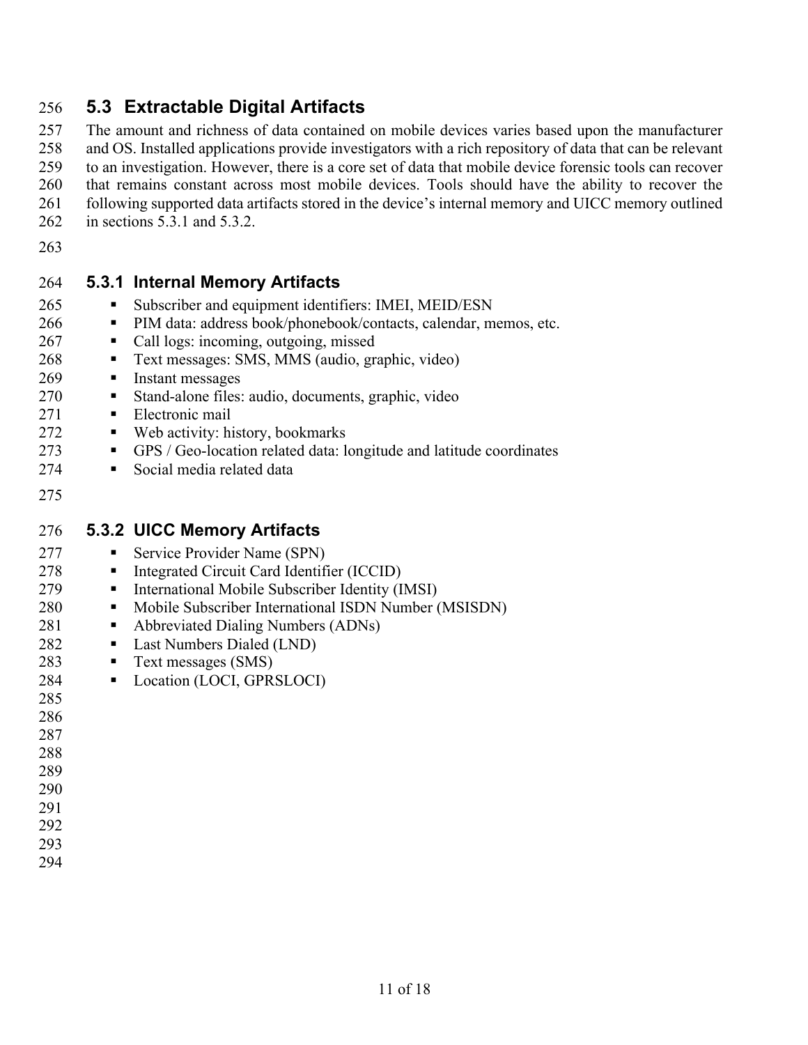## 5.3 Extractable Digital Artifacts

The amount and richness of data contained on mobile devices varies based upon the manufacturer and OS. Installed applications provide investigators with a rich repository of data that can be relevant to an investigation. However, there is a core set of data that mobile device forensic tools can recover that remains constant across most mobile devices. Tools should have the ability to recover the following supported data artifacts stored in the device's internal memory and UICC memory outlined in sections 5.3.1 and 5.3.2.

### 5.3.1 Internal Memory Artifacts

- Subscriber and equipment identifiers: IMEI, MEID/ESN
- PIM data: address book/phonebook/contacts, calendar, memos, etc.
- Call logs: incoming, outgoing, missed
- Text messages: SMS, MMS (audio, graphic, video)
- Instant messages
- Stand-alone files: audio, documents, graphic, video
- Electronic mail
- Web activity: history, bookmarks
- GPS / Geo-location related data: longitude and latitude coordinates
- Social media related data

### 5.3.2 UICC Memory Artifacts

- Service Provider Name (SPN)
- Integrated Circuit Card Identifier (ICCID)
- International Mobile Subscriber Identity (IMSI)
- Mobile Subscriber International ISDN Number (MSISDN)
- Abbreviated Dialing Numbers (ADNs)
- Last Numbers Dialed (LND)
- Text messages (SMS)
- Location (LOCI, GPRSLOCI)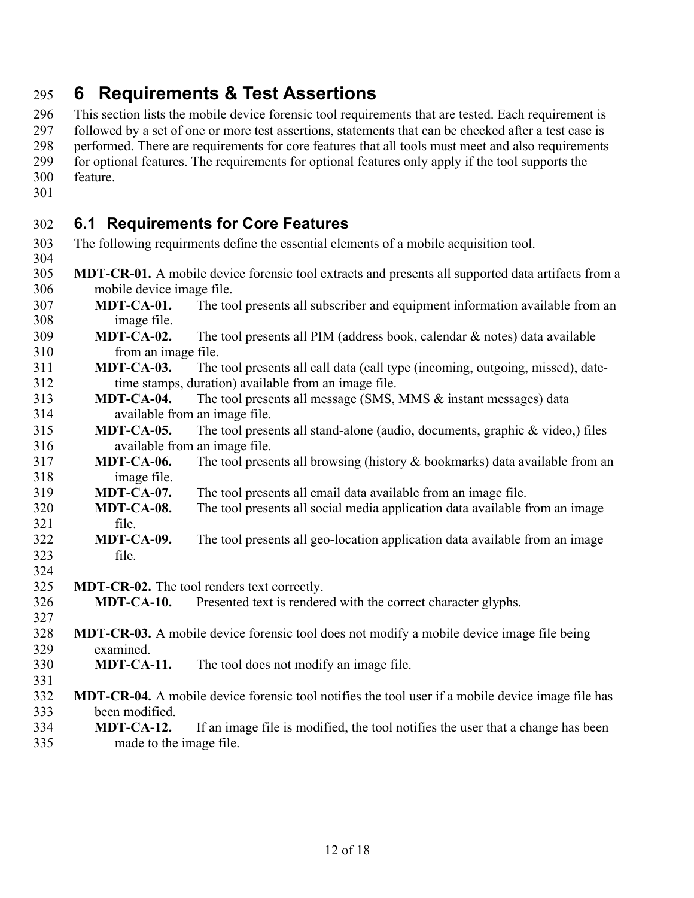# 6 Requirements & Test Assertions

This section lists the mobile device forensic tool requirements that are tested. Each requirement is followed by a set of one or more test assertions, statements that can be checked after a test case is performed. There are requirements for core features that all tools must meet and also requirements for optional features. The requirements for optional features only apply if the tool supports the feature.

## 6.1 Requirements for Core Features

The following requirments define the essential elements of a mobile acquisition tool.

**MDT-CR-01.** A mobile device forensic tool extracts and presents all supported data artifacts from a mobile device image file.

- **MDT-CA-01.** The tool presents all subscriber and equipment information available from an image file.
- **MDT-CA-02.** The tool presents all PIM (address book, calendar & notes) data available from an image file.
- **MDT-CA-03.** The tool presents all call data (call type (incoming, outgoing, missed), date-time stamps, duration) available from an image file.
- **MDT-CA-04.** The tool presents all message (SMS, MMS & instant messages) data available from an image file.
- **MDT-CA-05.** The tool presents all stand-alone (audio, documents, graphic & video,) files available from an image file.
- **MDT-CA-06.** The tool presents all browsing (history & bookmarks) data available from an image file.
- **MDT-CA-07.** The tool presents all email data available from an image file.
- **MDT-CA-08.** The tool presents all social media application data available from an image file.
- **MDT-CA-09.** The tool presents all geo-location application data available from an image file.

**MDT-CR-02.** The tool renders text correctly.

- **MDT-CA-10.** Presented text is rendered with the correct character glyphs.

**MDT-CR-03.** A mobile device forensic tool does not modify a mobile device image file being examined.

- **MDT-CA-11.** The tool does not modify an image file.

**MDT-CR-04.** A mobile device forensic tool notifies the tool user if a mobile device image file has been modified.

- **MDT-CA-12.** If an image file is modified, the tool notifies the user that a change has been made to the image file.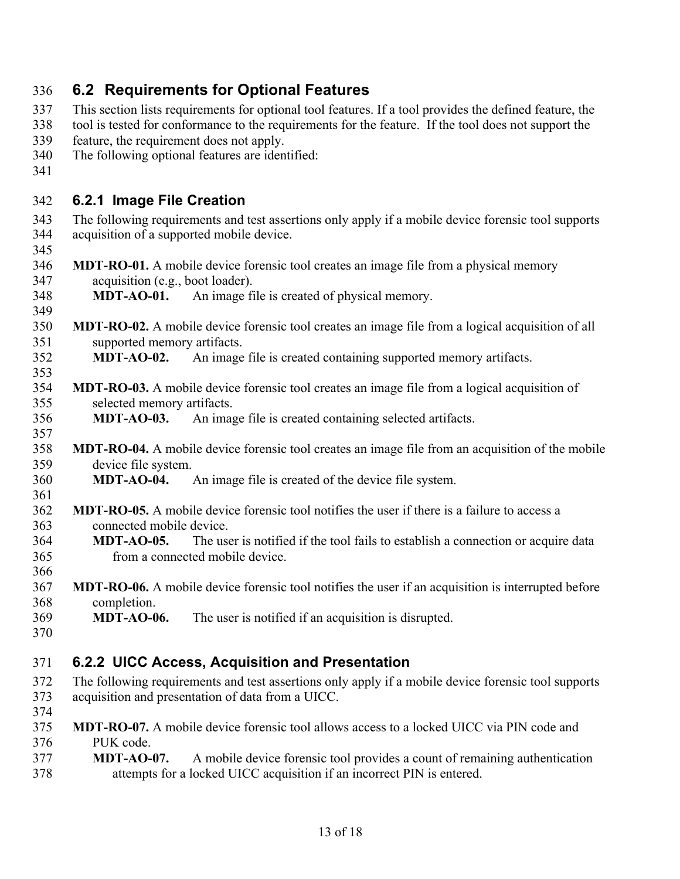## 6.2 Requirements for Optional Features

This section lists requirements for optional tool features. If a tool provides the defined feature, the tool is tested for conformance to the requirements for the feature. If the tool does not support the feature, the requirement does not apply.

The following optional features are identified:

### 6.2.1 Image File Creation

The following requirements and test assertions only apply if a mobile device forensic tool supports acquisition of a supported mobile device.

**MDT-RO-01.** A mobile device forensic tool creates an image file from a physical memory acquisition (e.g., boot loader).

**MDT-AO-01.** An image file is created of physical memory.

**MDT-RO-02.** A mobile device forensic tool creates an image file from a logical acquisition of all supported memory artifacts.

**MDT-AO-02.** An image file is created containing supported memory artifacts.

**MDT-RO-03.** A mobile device forensic tool creates an image file from a logical acquisition of selected memory artifacts.

**MDT-AO-03.** An image file is created containing selected artifacts.

**MDT-RO-04.** A mobile device forensic tool creates an image file from an acquisition of the mobile device file system.

**MDT-AO-04.** An image file is created of the device file system.

**MDT-RO-05.** A mobile device forensic tool notifies the user if there is a failure to access a connected mobile device.

**MDT-AO-05.** The user is notified if the tool fails to establish a connection or acquire data from a connected mobile device.

**MDT-RO-06.** A mobile device forensic tool notifies the user if an acquisition is interrupted before completion.

**MDT-AO-06.** The user is notified if an acquisition is disrupted.

### 6.2.2 UICC Access, Acquisition and Presentation

The following requirements and test assertions only apply if a mobile device forensic tool supports acquisition and presentation of data from a UICC.

**MDT-RO-07.** A mobile device forensic tool allows access to a locked UICC via PIN code and PUK code.

**MDT-AO-07.** A mobile device forensic tool provides a count of remaining authentication attempts for a locked UICC acquisition if an incorrect PIN is entered.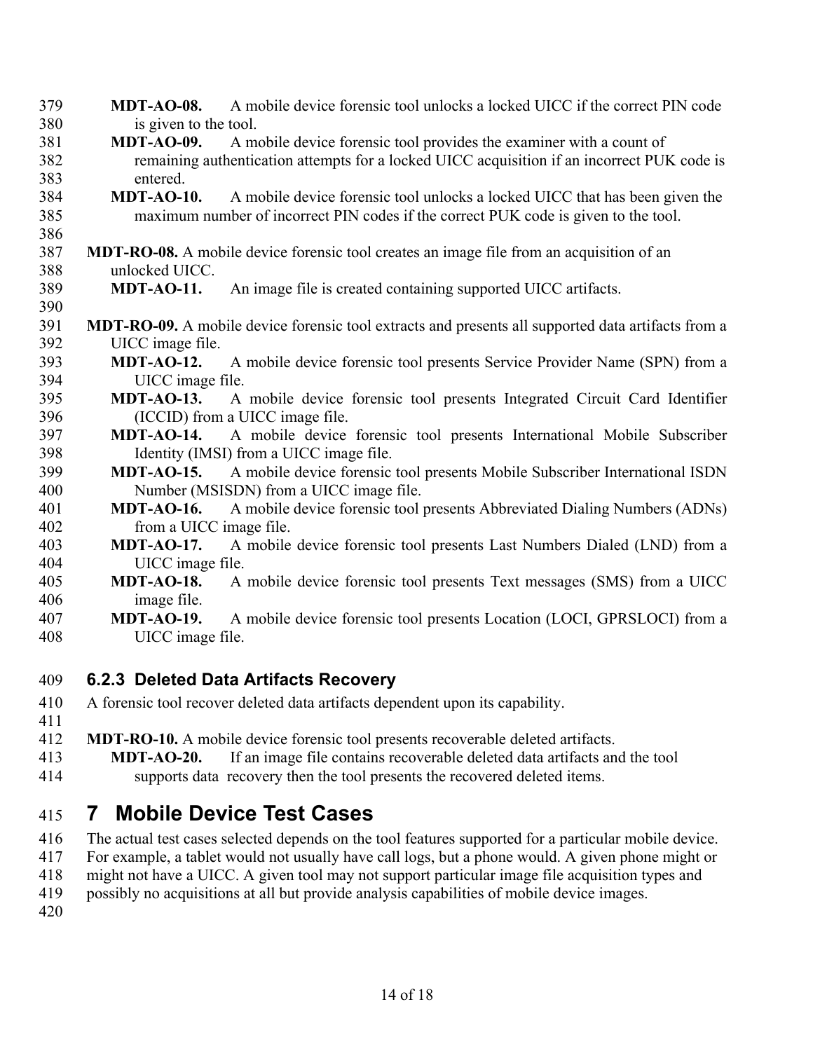**MDT-AO-08.** A mobile device forensic tool unlocks a locked UICC if the correct PIN code is given to the tool.

**MDT-AO-09.** A mobile device forensic tool provides the examiner with a count of remaining authentication attempts for a locked UICC acquisition if an incorrect PUK code is entered.

**MDT-AO-10.** A mobile device forensic tool unlocks a locked UICC that has been given the maximum number of incorrect PIN codes if the correct PUK code is given to the tool.

**MDT-RO-08.** A mobile device forensic tool creates an image file from an acquisition of an unlocked UICC.

**MDT-AO-11.** An image file is created containing supported UICC artifacts.

**MDT-RO-09.** A mobile device forensic tool extracts and presents all supported data artifacts from a UICC image file.

**MDT-AO-12.** A mobile device forensic tool presents Service Provider Name (SPN) from a UICC image file.

**MDT-AO-13.** A mobile device forensic tool presents Integrated Circuit Card Identifier (ICCID) from a UICC image file.

**MDT-AO-14.** A mobile device forensic tool presents International Mobile Subscriber Identity (IMSI) from a UICC image file.

**MDT-AO-15.** A mobile device forensic tool presents Mobile Subscriber International ISDN Number (MSISDN) from a UICC image file.

**MDT-AO-16.** A mobile device forensic tool presents Abbreviated Dialing Numbers (ADNs) from a UICC image file.

**MDT-AO-17.** A mobile device forensic tool presents Last Numbers Dialed (LND) from a UICC image file.

**MDT-AO-18.** A mobile device forensic tool presents Text messages (SMS) from a UICC image file.

**MDT-AO-19.** A mobile device forensic tool presents Location (LOCI, GPRSLOCI) from a UICC image file.

### 6.2.3 Deleted Data Artifacts Recovery

A forensic tool recover deleted data artifacts dependent upon its capability.

**MDT-RO-10.** A mobile device forensic tool presents recoverable deleted artifacts.

**MDT-AO-20.** If an image file contains recoverable deleted data artifacts and the tool supports data recovery then the tool presents the recovered deleted items.

# 7 Mobile Device Test Cases

The actual test cases selected depends on the tool features supported for a particular mobile device. For example, a tablet would not usually have call logs, but a phone would. A given phone might or might not have a UICC. A given tool may not support particular image file acquisition types and possibly no acquisitions at all but provide analysis capabilities of mobile device images.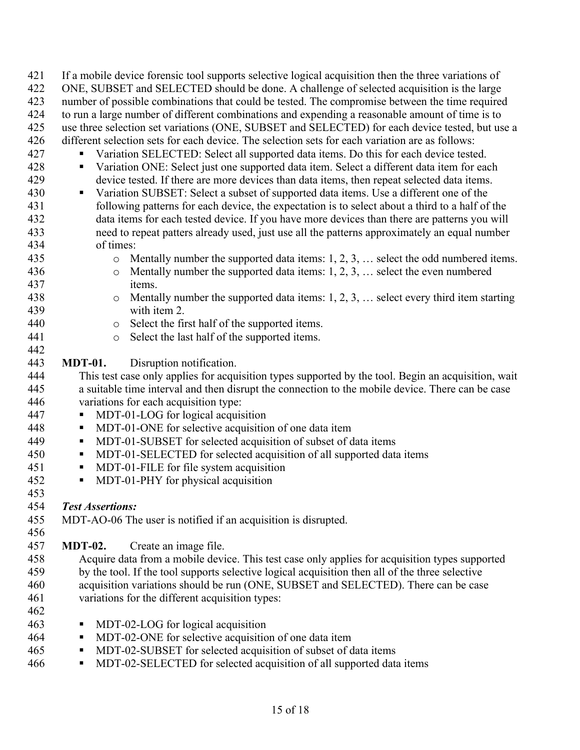If a mobile device forensic tool supports selective logical acquisition then the three variations of ONE, SUBSET and SELECTED should be done. A challenge of selected acquisition is the large number of possible combinations that could be tested. The compromise between the time required to run a large number of different combinations and expending a reasonable amount of time is to use three selection set variations (ONE, SUBSET and SELECTED) for each device tested, but use a different selection sets for each device. The selection sets for each variation are as follows:

- Variation SELECTED: Select all supported data items. Do this for each device tested.
- Variation ONE: Select just one supported data item. Select a different data item for each device tested. If there are more devices than data items, then repeat selected data items.
- Variation SUBSET: Select a subset of supported data items. Use a different one of the following patterns for each device, the expectation is to select about a third to a half of the data items for each tested device. If you have more devices than there are patterns you will need to repeat patters already used, just use all the patterns approximately an equal number of times:
  - Mentally number the supported data items: 1, 2, 3, … select the odd numbered items.
  - Mentally number the supported data items: 1, 2, 3, … select the even numbered items.
  - Mentally number the supported data items: 1, 2, 3, … select every third item starting with item 2.
  - Select the first half of the supported items.
  - Select the last half of the supported items.

**MDT-01.** Disruption notification.

This test case only applies for acquisition types supported by the tool. Begin an acquisition, wait a suitable time interval and then disrupt the connection to the mobile device. There can be case variations for each acquisition type:

- MDT-01-LOG for logical acquisition
- MDT-01-ONE for selective acquisition of one data item
- MDT-01-SUBSET for selected acquisition of subset of data items
- MDT-01-SELECTED for selected acquisition of all supported data items
- MDT-01-FILE for file system acquisition
- MDT-01-PHY for physical acquisition

***Test Assertions:***

MDT-AO-06 The user is notified if an acquisition is disrupted.

**MDT-02.** Create an image file.

Acquire data from a mobile device. This test case only applies for acquisition types supported by the tool. If the tool supports selective logical acquisition then all of the three selective acquisition variations should be run (ONE, SUBSET and SELECTED). There can be case variations for the different acquisition types:

- MDT-02-LOG for logical acquisition
- MDT-02-ONE for selective acquisition of one data item
- MDT-02-SUBSET for selected acquisition of subset of data items
- MDT-02-SELECTED for selected acquisition of all supported data items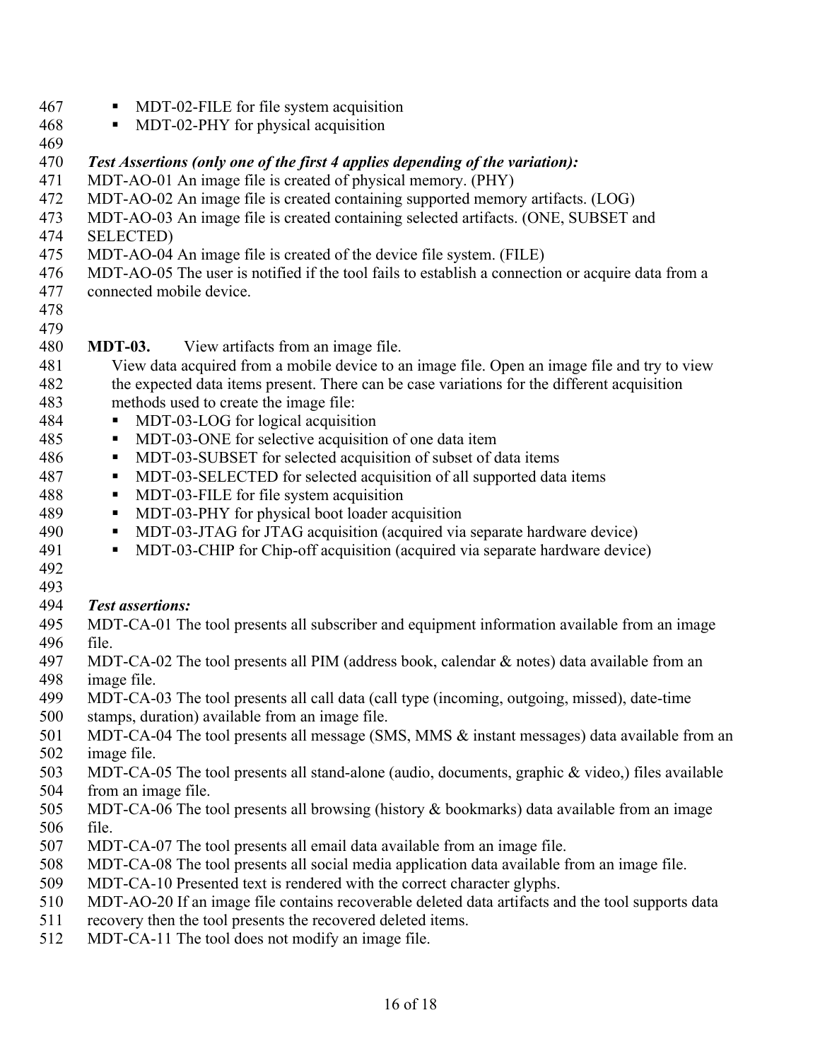- MDT-02-FILE for file system acquisition
- MDT-02-PHY for physical acquisition

***Test Assertions (only one of the first 4 applies depending of the variation):***

MDT-AO-01 An image file is created of physical memory. (PHY)

MDT-AO-02 An image file is created containing supported memory artifacts. (LOG)

MDT-AO-03 An image file is created containing selected artifacts. (ONE, SUBSET and SELECTED)

MDT-AO-04 An image file is created of the device file system. (FILE)

MDT-AO-05 The user is notified if the tool fails to establish a connection or acquire data from a connected mobile device.

**MDT-03.** View artifacts from an image file.

View data acquired from a mobile device to an image file. Open an image file and try to view the expected data items present. There can be case variations for the different acquisition methods used to create the image file:

- MDT-03-LOG for logical acquisition
- MDT-03-ONE for selective acquisition of one data item
- MDT-03-SUBSET for selected acquisition of subset of data items
- MDT-03-SELECTED for selected acquisition of all supported data items
- MDT-03-FILE for file system acquisition
- MDT-03-PHY for physical boot loader acquisition
- MDT-03-JTAG for JTAG acquisition (acquired via separate hardware device)
- MDT-03-CHIP for Chip-off acquisition (acquired via separate hardware device)

***Test assertions:***

MDT-CA-01 The tool presents all subscriber and equipment information available from an image file.

MDT-CA-02 The tool presents all PIM (address book, calendar & notes) data available from an image file.

MDT-CA-03 The tool presents all call data (call type (incoming, outgoing, missed), date-time stamps, duration) available from an image file.

MDT-CA-04 The tool presents all message (SMS, MMS & instant messages) data available from an image file.

MDT-CA-05 The tool presents all stand-alone (audio, documents, graphic & video,) files available from an image file.

MDT-CA-06 The tool presents all browsing (history & bookmarks) data available from an image file.

MDT-CA-07 The tool presents all email data available from an image file.

MDT-CA-08 The tool presents all social media application data available from an image file.

MDT-CA-10 Presented text is rendered with the correct character glyphs.

MDT-AO-20 If an image file contains recoverable deleted data artifacts and the tool supports data recovery then the tool presents the recovered deleted items.

MDT-CA-11 The tool does not modify an image file.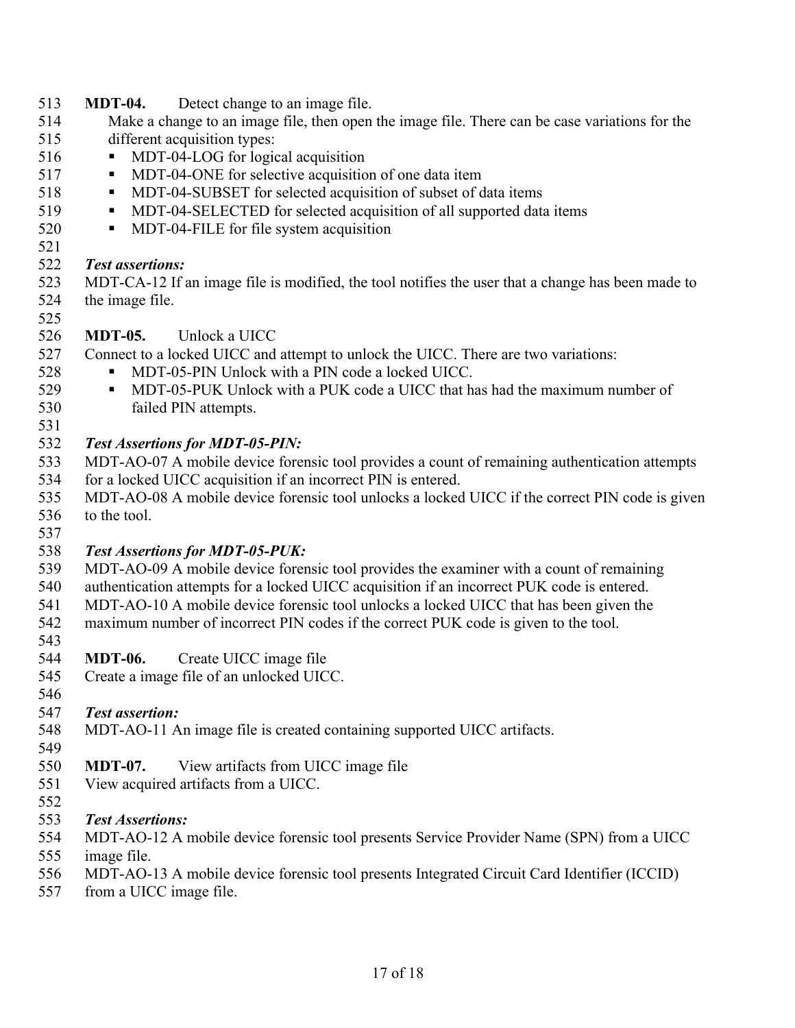**MDT-04.** Detect change to an image file.

Make a change to an image file, then open the image file. There can be case variations for the different acquisition types:

- MDT-04-LOG for logical acquisition
- MDT-04-ONE for selective acquisition of one data item
- MDT-04-SUBSET for selected acquisition of subset of data items
- MDT-04-SELECTED for selected acquisition of all supported data items
- MDT-04-FILE for file system acquisition

***Test assertions:***

MDT-CA-12 If an image file is modified, the tool notifies the user that a change has been made to the image file.

**MDT-05.** Unlock a UICC

Connect to a locked UICC and attempt to unlock the UICC. There are two variations:

- MDT-05-PIN Unlock with a PIN code a locked UICC.
- MDT-05-PUK Unlock with a PUK code a UICC that has had the maximum number of failed PIN attempts.

***Test Assertions for MDT-05-PIN:***

MDT-AO-07 A mobile device forensic tool provides a count of remaining authentication attempts for a locked UICC acquisition if an incorrect PIN is entered.

MDT-AO-08 A mobile device forensic tool unlocks a locked UICC if the correct PIN code is given to the tool.

***Test Assertions for MDT-05-PUK:***

MDT-AO-09 A mobile device forensic tool provides the examiner with a count of remaining authentication attempts for a locked UICC acquisition if an incorrect PUK code is entered.

MDT-AO-10 A mobile device forensic tool unlocks a locked UICC that has been given the maximum number of incorrect PIN codes if the correct PUK code is given to the tool.

**MDT-06.** Create UICC image file

Create a image file of an unlocked UICC.

***Test assertion:***

MDT-AO-11 An image file is created containing supported UICC artifacts.

**MDT-07.** View artifacts from UICC image file

View acquired artifacts from a UICC.

***Test Assertions:***

MDT-AO-12 A mobile device forensic tool presents Service Provider Name (SPN) from a UICC image file.

MDT-AO-13 A mobile device forensic tool presents Integrated Circuit Card Identifier (ICCID) from a UICC image file.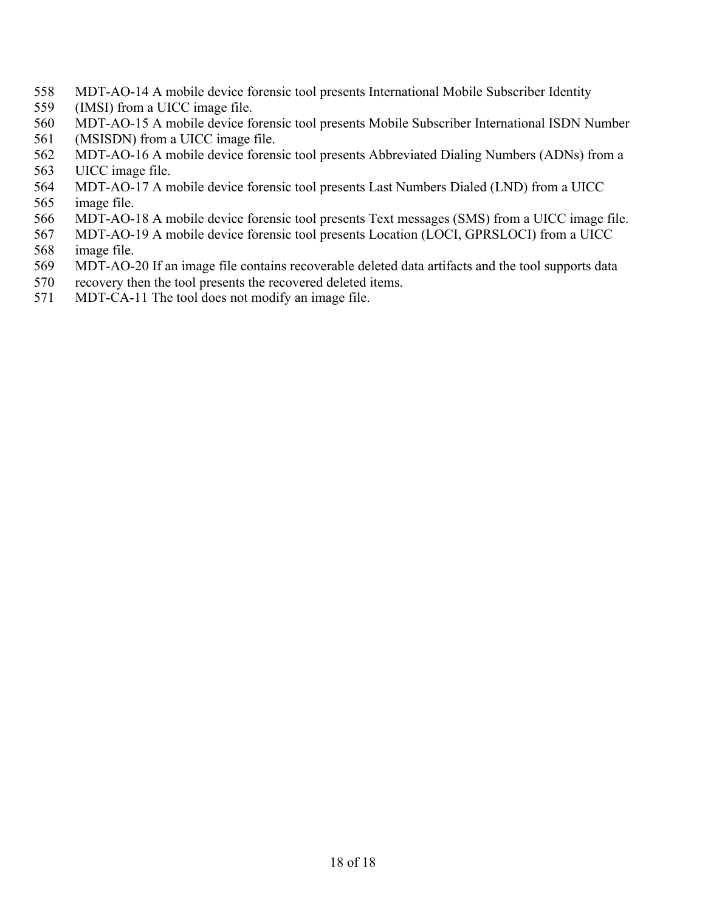MDT-AO-14 A mobile device forensic tool presents International Mobile Subscriber Identity (IMSI) from a UICC image file.

MDT-AO-15 A mobile device forensic tool presents Mobile Subscriber International ISDN Number (MSISDN) from a UICC image file.

MDT-AO-16 A mobile device forensic tool presents Abbreviated Dialing Numbers (ADNs) from a UICC image file.

MDT-AO-17 A mobile device forensic tool presents Last Numbers Dialed (LND) from a UICC image file.

MDT-AO-18 A mobile device forensic tool presents Text messages (SMS) from a UICC image file.

MDT-AO-19 A mobile device forensic tool presents Location (LOCI, GPRSLOCI) from a UICC image file.

MDT-AO-20 If an image file contains recoverable deleted data artifacts and the tool supports data recovery then the tool presents the recovered deleted items.

MDT-CA-11 The tool does not modify an image file.